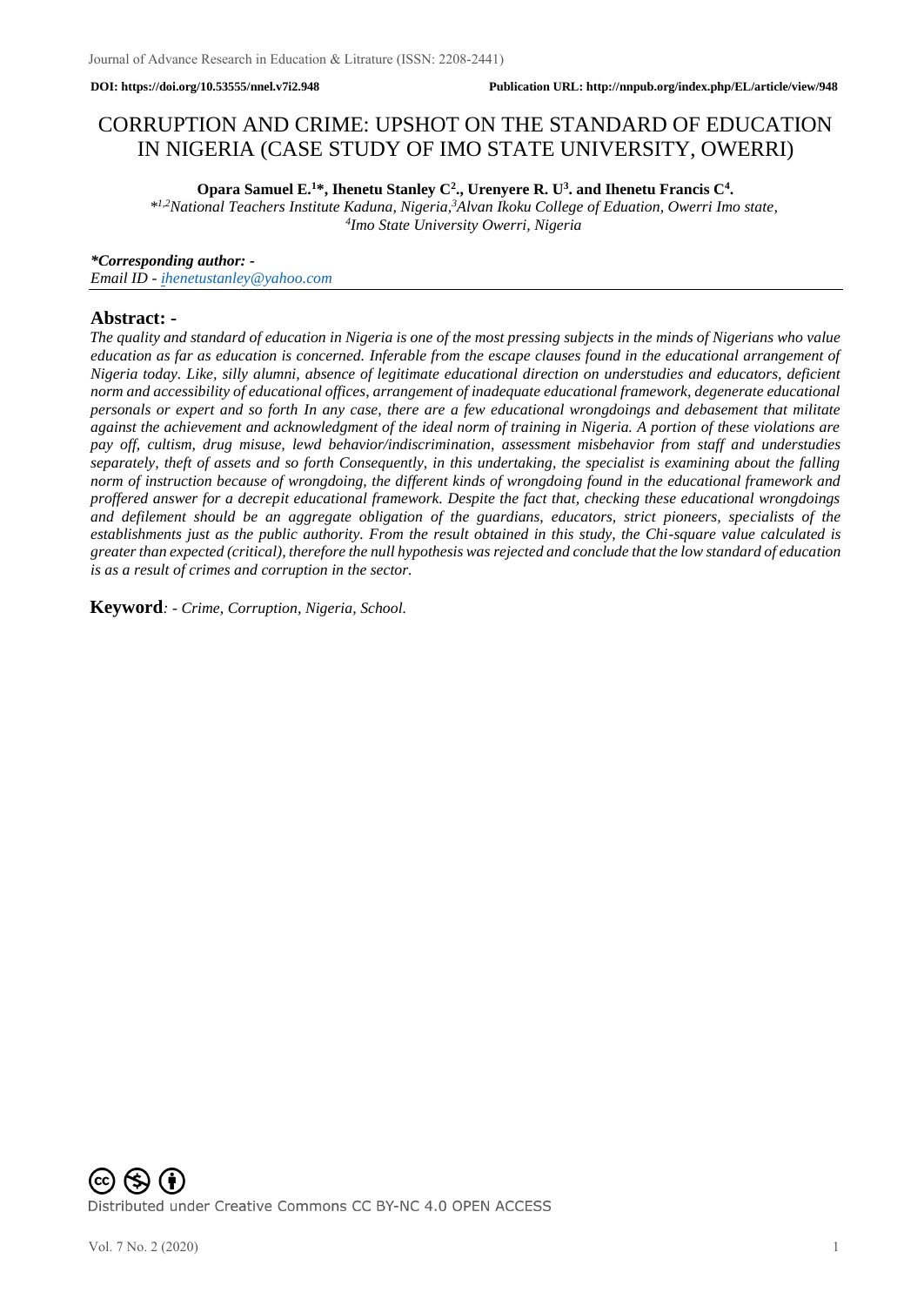DOI: https://doi.org/10.53555/nnel.v7i2.948 Publication URL: http://nnpub.org/index.php/EL/article/view/948

# CORRUPTION AND CRIME: UPSHOT ON THE STANDARD OF EDUCATION IN NIGERIA (CASE STUDY OF IMO STATE UNIVERSITY, OWERRI)

**Opara Samuel E.[1]\*, Ihenetu Stanley C[2]., Urenyere R. U[3]. and Ihenetu Francis C[4].**

*\*[1,2]National Teachers Institute Kaduna, Nigeria,[3]Alvan Ikoku College of Eduation, Owerri Imo state, [4]Imo State University Owerri, Nigeria*

***\*Corresponding author: -***
*Email ID - ihenetustanley@yahoo.com*

## Abstract: -

*The quality and standard of education in Nigeria is one of the most pressing subjects in the minds of Nigerians who value education as far as education is concerned. Inferable from the escape clauses found in the educational arrangement of Nigeria today. Like, silly alumni, absence of legitimate educational direction on understudies and educators, deficient norm and accessibility of educational offices, arrangement of inadequate educational framework, degenerate educational personals or expert and so forth In any case, there are a few educational wrongdoings and debasement that militate against the achievement and acknowledgment of the ideal norm of training in Nigeria. A portion of these violations are pay off, cultism, drug misuse, lewd behavior/indiscrimination, assessment misbehavior from staff and understudies separately, theft of assets and so forth Consequently, in this undertaking, the specialist is examining about the falling norm of instruction because of wrongdoing, the different kinds of wrongdoing found in the educational framework and proffered answer for a decrepit educational framework. Despite the fact that, checking these educational wrongdoings and defilement should be an aggregate obligation of the guardians, educators, strict pioneers, specialists of the establishments just as the public authority. From the result obtained in this study, the Chi-square value calculated is greater than expected (critical), therefore the null hypothesis was rejected and conclude that the low standard of education is as a result of crimes and corruption in the sector.*

**Keyword***: - Crime, Corruption, Nigeria, School.*

Distributed under Creative Commons CC BY-NC 4.0 OPEN ACCESS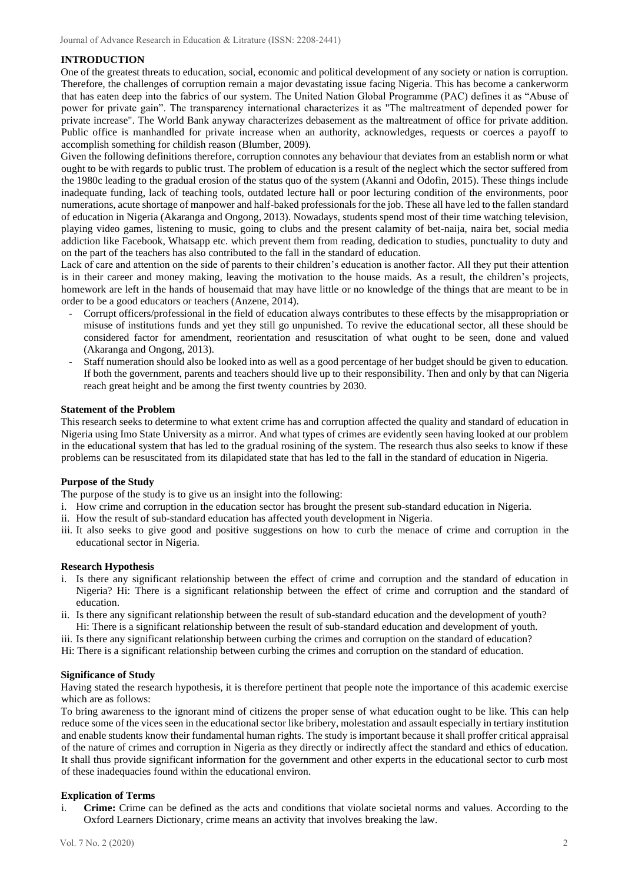## INTRODUCTION

One of the greatest threats to education, social, economic and political development of any society or nation is corruption. Therefore, the challenges of corruption remain a major devastating issue facing Nigeria. This has become a cankerworm that has eaten deep into the fabrics of our system. The United Nation Global Programme (PAC) defines it as "Abuse of power for private gain". The transparency international characterizes it as "The maltreatment of depended power for private increase". The World Bank anyway characterizes debasement as the maltreatment of office for private addition. Public office is manhandled for private increase when an authority, acknowledges, requests or coerces a payoff to accomplish something for childish reason (Blumber, 2009).

Given the following definitions therefore, corruption connotes any behaviour that deviates from an establish norm or what ought to be with regards to public trust. The problem of education is a result of the neglect which the sector suffered from the 1980c leading to the gradual erosion of the status quo of the system (Akanni and Odofin, 2015). These things include inadequate funding, lack of teaching tools, outdated lecture hall or poor lecturing condition of the environments, poor numerations, acute shortage of manpower and half-baked professionals for the job. These all have led to the fallen standard of education in Nigeria (Akaranga and Ongong, 2013). Nowadays, students spend most of their time watching television, playing video games, listening to music, going to clubs and the present calamity of bet-naija, naira bet, social media addiction like Facebook, Whatsapp etc. which prevent them from reading, dedication to studies, punctuality to duty and on the part of the teachers has also contributed to the fall in the standard of education.

Lack of care and attention on the side of parents to their children's education is another factor. All they put their attention is in their career and money making, leaving the motivation to the house maids. As a result, the children's projects, homework are left in the hands of housemaid that may have little or no knowledge of the things that are meant to be in order to be a good educators or teachers (Anzene, 2014).

- Corrupt officers/professional in the field of education always contributes to these effects by the misappropriation or misuse of institutions funds and yet they still go unpunished. To revive the educational sector, all these should be considered factor for amendment, reorientation and resuscitation of what ought to be seen, done and valued (Akaranga and Ongong, 2013).
- Staff numeration should also be looked into as well as a good percentage of her budget should be given to education. If both the government, parents and teachers should live up to their responsibility. Then and only by that can Nigeria reach great height and be among the first twenty countries by 2030.

### Statement of the Problem

This research seeks to determine to what extent crime has and corruption affected the quality and standard of education in Nigeria using Imo State University as a mirror. And what types of crimes are evidently seen having looked at our problem in the educational system that has led to the gradual rosining of the system. The research thus also seeks to know if these problems can be resuscitated from its dilapidated state that has led to the fall in the standard of education in Nigeria.

### Purpose of the Study

The purpose of the study is to give us an insight into the following:

i. How crime and corruption in the education sector has brought the present sub-standard education in Nigeria.
ii. How the result of sub-standard education has affected youth development in Nigeria.
iii. It also seeks to give good and positive suggestions on how to curb the menace of crime and corruption in the educational sector in Nigeria.

### Research Hypothesis

i. Is there any significant relationship between the effect of crime and corruption and the standard of education in Nigeria? Hi: There is a significant relationship between the effect of crime and corruption and the standard of education.
ii. Is there any significant relationship between the result of sub-standard education and the development of youth? Hi: There is a significant relationship between the result of sub-standard education and development of youth.
iii. Is there any significant relationship between curbing the crimes and corruption on the standard of education?

Hi: There is a significant relationship between curbing the crimes and corruption on the standard of education.

### Significance of Study

Having stated the research hypothesis, it is therefore pertinent that people note the importance of this academic exercise which are as follows:

To bring awareness to the ignorant mind of citizens the proper sense of what education ought to be like. This can help reduce some of the vices seen in the educational sector like bribery, molestation and assault especially in tertiary institution and enable students know their fundamental human rights. The study is important because it shall proffer critical appraisal of the nature of crimes and corruption in Nigeria as they directly or indirectly affect the standard and ethics of education. It shall thus provide significant information for the government and other experts in the educational sector to curb most of these inadequacies found within the educational environ.

### Explication of Terms

i. **Crime:** Crime can be defined as the acts and conditions that violate societal norms and values. According to the Oxford Learners Dictionary, crime means an activity that involves breaking the law.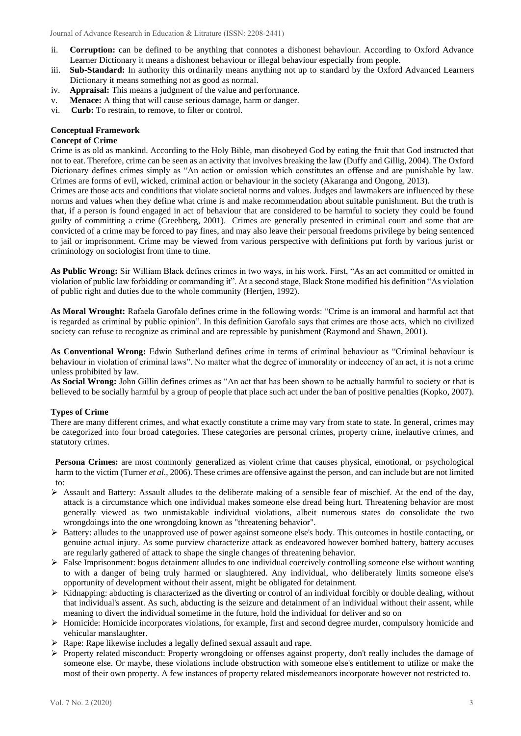ii. **Corruption:** can be defined to be anything that connotes a dishonest behaviour. According to Oxford Advance Learner Dictionary it means a dishonest behaviour or illegal behaviour especially from people.

iii. **Sub-Standard:** In authority this ordinarily means anything not up to standard by the Oxford Advanced Learners Dictionary it means something not as good as normal.

iv. **Appraisal:** This means a judgment of the value and performance.

v. **Menace:** A thing that will cause serious damage, harm or danger.

vi. **Curb:** To restrain, to remove, to filter or control.

## Conceptual Framework

### Concept of Crime

Crime is as old as mankind. According to the Holy Bible, man disobeyed God by eating the fruit that God instructed that not to eat. Therefore, crime can be seen as an activity that involves breaking the law (Duffy and Gillig, 2004). The Oxford Dictionary defines crimes simply as "An action or omission which constitutes an offense and are punishable by law. Crimes are forms of evil, wicked, criminal action or behaviour in the society (Akaranga and Ongong, 2013).

Crimes are those acts and conditions that violate societal norms and values. Judges and lawmakers are influenced by these norms and values when they define what crime is and make recommendation about suitable punishment. But the truth is that, if a person is found engaged in act of behaviour that are considered to be harmful to society they could be found guilty of committing a crime (Greebberg, 2001). Crimes are generally presented in criminal court and some that are convicted of a crime may be forced to pay fines, and may also leave their personal freedoms privilege by being sentenced to jail or imprisonment. Crime may be viewed from various perspective with definitions put forth by various jurist or criminology on sociologist from time to time.

**As Public Wrong:** Sir William Black defines crimes in two ways, in his work. First, "As an act committed or omitted in violation of public law forbidding or commanding it". At a second stage, Black Stone modified his definition "As violation of public right and duties due to the whole community (Hertjen, 1992).

**As Moral Wrought:** Rafaela Garofalo defines crime in the following words: "Crime is an immoral and harmful act that is regarded as criminal by public opinion". In this definition Garofalo says that crimes are those acts, which no civilized society can refuse to recognize as criminal and are repressible by punishment (Raymond and Shawn, 2001).

**As Conventional Wrong:** Edwin Sutherland defines crime in terms of criminal behaviour as "Criminal behaviour is behaviour in violation of criminal laws". No matter what the degree of immorality or indecency of an act, it is not a crime unless prohibited by law.

**As Social Wrong:** John Gillin defines crimes as "An act that has been shown to be actually harmful to society or that is believed to be socially harmful by a group of people that place such act under the ban of positive penalties (Kopko, 2007).

### Types of Crime

There are many different crimes, and what exactly constitute a crime may vary from state to state. In general, crimes may be categorized into four broad categories. These categories are personal crimes, property crime, inelautive crimes, and statutory crimes.

**Persona Crimes:** are most commonly generalized as violent crime that causes physical, emotional, or psychological harm to the victim (Turner *et al*., 2006). These crimes are offensive against the person, and can include but are not limited to:

- Assault and Battery: Assault alludes to the deliberate making of a sensible fear of mischief. At the end of the day, attack is a circumstance which one individual makes someone else dread being hurt. Threatening behavior are most generally viewed as two unmistakable individual violations, albeit numerous states do consolidate the two wrongdoings into the one wrongdoing known as "threatening behavior".
- Battery: alludes to the unapproved use of power against someone else's body. This outcomes in hostile contacting, or genuine actual injury. As some purview characterize attack as endeavored however bombed battery, battery accuses are regularly gathered of attack to shape the single changes of threatening behavior.
- False Imprisonment: bogus detainment alludes to one individual coercively controlling someone else without wanting to with a danger of being truly harmed or slaughtered. Any individual, who deliberately limits someone else's opportunity of development without their assent, might be obligated for detainment.
- Kidnapping: abducting is characterized as the diverting or control of an individual forcibly or double dealing, without that individual's assent. As such, abducting is the seizure and detainment of an individual without their assent, while meaning to divert the individual sometime in the future, hold the individual for deliver and so on
- Homicide: Homicide incorporates violations, for example, first and second degree murder, compulsory homicide and vehicular manslaughter.
- Rape: Rape likewise includes a legally defined sexual assault and rape.
- Property related misconduct: Property wrongdoing or offenses against property, don't really includes the damage of someone else. Or maybe, these violations include obstruction with someone else's entitlement to utilize or make the most of their own property. A few instances of property related misdemeanors incorporate however not restricted to.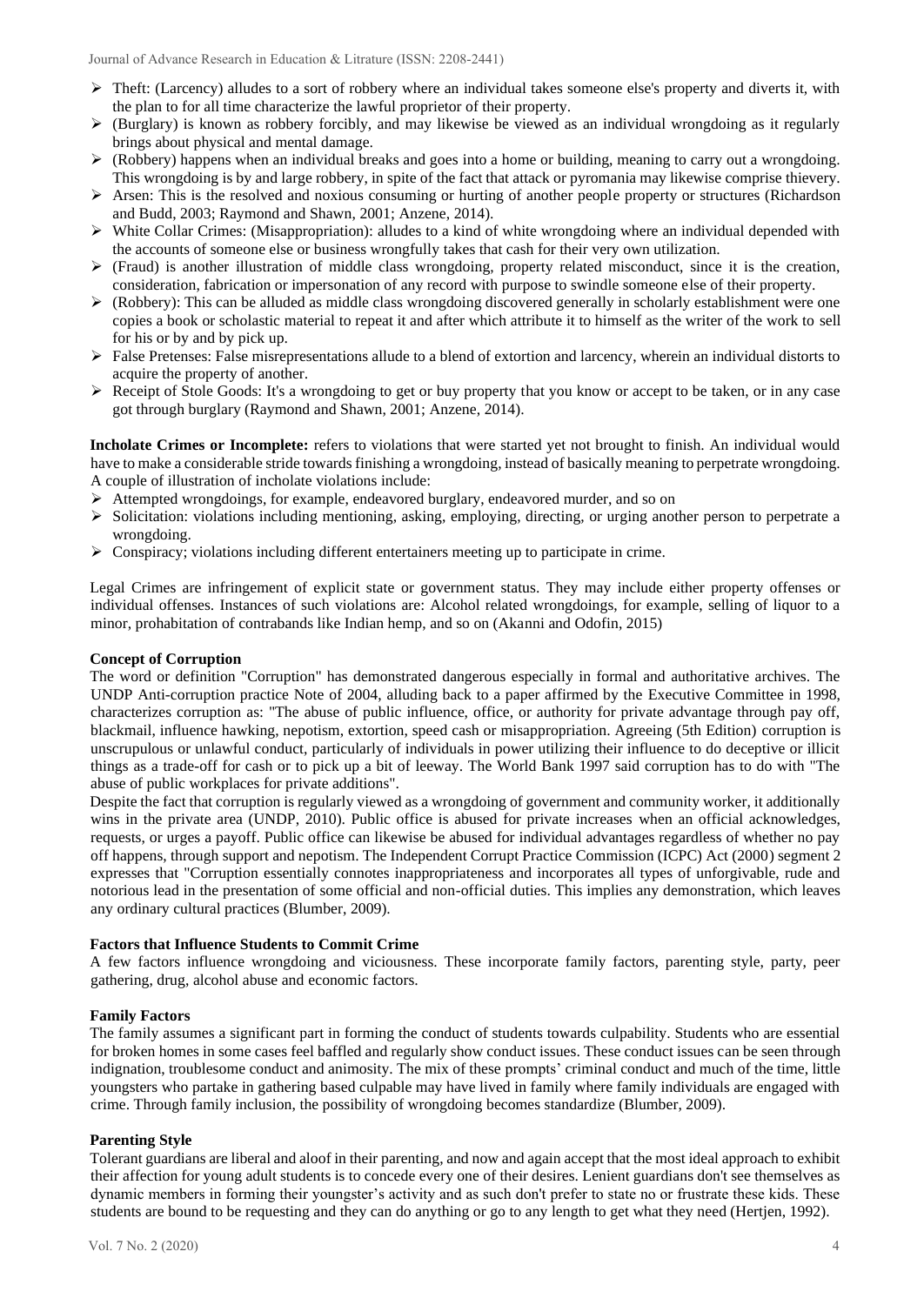- Theft: (Larcency) alludes to a sort of robbery where an individual takes someone else's property and diverts it, with the plan to for all time characterize the lawful proprietor of their property.
- (Burglary) is known as robbery forcibly, and may likewise be viewed as an individual wrongdoing as it regularly brings about physical and mental damage.
- (Robbery) happens when an individual breaks and goes into a home or building, meaning to carry out a wrongdoing. This wrongdoing is by and large robbery, in spite of the fact that attack or pyromania may likewise comprise thievery.
- Arsen: This is the resolved and noxious consuming or hurting of another people property or structures (Richardson and Budd, 2003; Raymond and Shawn, 2001; Anzene, 2014).
- White Collar Crimes: (Misappropriation): alludes to a kind of white wrongdoing where an individual depended with the accounts of someone else or business wrongfully takes that cash for their very own utilization.
- (Fraud) is another illustration of middle class wrongdoing, property related misconduct, since it is the creation, consideration, fabrication or impersonation of any record with purpose to swindle someone else of their property.
- (Robbery): This can be alluded as middle class wrongdoing discovered generally in scholarly establishment were one copies a book or scholastic material to repeat it and after which attribute it to himself as the writer of the work to sell for his or by and by pick up.
- False Pretenses: False misrepresentations allude to a blend of extortion and larcency, wherein an individual distorts to acquire the property of another.
- Receipt of Stole Goods: It's a wrongdoing to get or buy property that you know or accept to be taken, or in any case got through burglary (Raymond and Shawn, 2001; Anzene, 2014).

**Incholate Crimes or Incomplete:** refers to violations that were started yet not brought to finish. An individual would have to make a considerable stride towards finishing a wrongdoing, instead of basically meaning to perpetrate wrongdoing. A couple of illustration of incholate violations include:

- Attempted wrongdoings, for example, endeavored burglary, endeavored murder, and so on
- Solicitation: violations including mentioning, asking, employing, directing, or urging another person to perpetrate a wrongdoing.
- Conspiracy; violations including different entertainers meeting up to participate in crime.

Legal Crimes are infringement of explicit state or government status. They may include either property offenses or individual offenses. Instances of such violations are: Alcohol related wrongdoings, for example, selling of liquor to a minor, prohabitation of contrabands like Indian hemp, and so on (Akanni and Odofin, 2015)

### Concept of Corruption

The word or definition "Corruption" has demonstrated dangerous especially in formal and authoritative archives. The UNDP Anti-corruption practice Note of 2004, alluding back to a paper affirmed by the Executive Committee in 1998, characterizes corruption as: "The abuse of public influence, office, or authority for private advantage through pay off, blackmail, influence hawking, nepotism, extortion, speed cash or misappropriation. Agreeing (5th Edition) corruption is unscrupulous or unlawful conduct, particularly of individuals in power utilizing their influence to do deceptive or illicit things as a trade-off for cash or to pick up a bit of leeway. The World Bank 1997 said corruption has to do with "The abuse of public workplaces for private additions".

Despite the fact that corruption is regularly viewed as a wrongdoing of government and community worker, it additionally wins in the private area (UNDP, 2010). Public office is abused for private increases when an official acknowledges, requests, or urges a payoff. Public office can likewise be abused for individual advantages regardless of whether no pay off happens, through support and nepotism. The Independent Corrupt Practice Commission (ICPC) Act (2000) segment 2 expresses that "Corruption essentially connotes inappropriateness and incorporates all types of unforgivable, rude and notorious lead in the presentation of some official and non-official duties. This implies any demonstration, which leaves any ordinary cultural practices (Blumber, 2009).

### Factors that Influence Students to Commit Crime

A few factors influence wrongdoing and viciousness. These incorporate family factors, parenting style, party, peer gathering, drug, alcohol abuse and economic factors.

### Family Factors

The family assumes a significant part in forming the conduct of students towards culpability. Students who are essential for broken homes in some cases feel baffled and regularly show conduct issues. These conduct issues can be seen through indignation, troublesome conduct and animosity. The mix of these prompts' criminal conduct and much of the time, little youngsters who partake in gathering based culpable may have lived in family where family individuals are engaged with crime. Through family inclusion, the possibility of wrongdoing becomes standardize (Blumber, 2009).

### Parenting Style

Tolerant guardians are liberal and aloof in their parenting, and now and again accept that the most ideal approach to exhibit their affection for young adult students is to concede every one of their desires. Lenient guardians don't see themselves as dynamic members in forming their youngster's activity and as such don't prefer to state no or frustrate these kids. These students are bound to be requesting and they can do anything or go to any length to get what they need (Hertjen, 1992).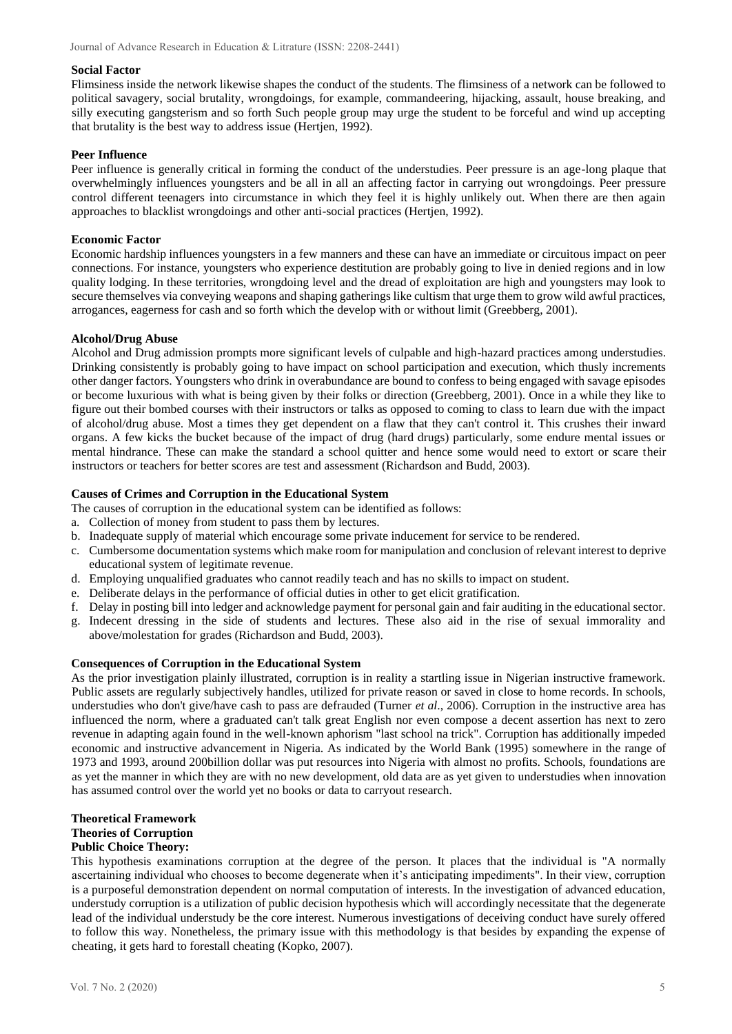### Social Factor

Flimsiness inside the network likewise shapes the conduct of the students. The flimsiness of a network can be followed to political savagery, social brutality, wrongdoings, for example, commandeering, hijacking, assault, house breaking, and silly executing gangsterism and so forth Such people group may urge the student to be forceful and wind up accepting that brutality is the best way to address issue (Hertjen, 1992).

### Peer Influence

Peer influence is generally critical in forming the conduct of the understudies. Peer pressure is an age-long plaque that overwhelmingly influences youngsters and be all in all an affecting factor in carrying out wrongdoings. Peer pressure control different teenagers into circumstance in which they feel it is highly unlikely out. When there are then again approaches to blacklist wrongdoings and other anti-social practices (Hertjen, 1992).

### Economic Factor

Economic hardship influences youngsters in a few manners and these can have an immediate or circuitous impact on peer connections. For instance, youngsters who experience destitution are probably going to live in denied regions and in low quality lodging. In these territories, wrongdoing level and the dread of exploitation are high and youngsters may look to secure themselves via conveying weapons and shaping gatherings like cultism that urge them to grow wild awful practices, arrogances, eagerness for cash and so forth which the develop with or without limit (Greebberg, 2001).

### Alcohol/Drug Abuse

Alcohol and Drug admission prompts more significant levels of culpable and high-hazard practices among understudies. Drinking consistently is probably going to have impact on school participation and execution, which thusly increments other danger factors. Youngsters who drink in overabundance are bound to confess to being engaged with savage episodes or become luxurious with what is being given by their folks or direction (Greebberg, 2001). Once in a while they like to figure out their bombed courses with their instructors or talks as opposed to coming to class to learn due with the impact of alcohol/drug abuse. Most a times they get dependent on a flaw that they can't control it. This crushes their inward organs. A few kicks the bucket because of the impact of drug (hard drugs) particularly, some endure mental issues or mental hindrance. These can make the standard a school quitter and hence some would need to extort or scare their instructors or teachers for better scores are test and assessment (Richardson and Budd, 2003).

### Causes of Crimes and Corruption in the Educational System

The causes of corruption in the educational system can be identified as follows:

a. Collection of money from student to pass them by lectures.
b. Inadequate supply of material which encourage some private inducement for service to be rendered.
c. Cumbersome documentation systems which make room for manipulation and conclusion of relevant interest to deprive educational system of legitimate revenue.
d. Employing unqualified graduates who cannot readily teach and has no skills to impact on student.
e. Deliberate delays in the performance of official duties in other to get elicit gratification.
f. Delay in posting bill into ledger and acknowledge payment for personal gain and fair auditing in the educational sector.
g. Indecent dressing in the side of students and lectures. These also aid in the rise of sexual immorality and above/molestation for grades (Richardson and Budd, 2003).

### Consequences of Corruption in the Educational System

As the prior investigation plainly illustrated, corruption is in reality a startling issue in Nigerian instructive framework. Public assets are regularly subjectively handles, utilized for private reason or saved in close to home records. In schools, understudies who don't give/have cash to pass are defrauded (Turner *et al*., 2006). Corruption in the instructive area has influenced the norm, where a graduated can't talk great English nor even compose a decent assertion has next to zero revenue in adapting again found in the well-known aphorism "last school na trick". Corruption has additionally impeded economic and instructive advancement in Nigeria. As indicated by the World Bank (1995) somewhere in the range of 1973 and 1993, around 200billion dollar was put resources into Nigeria with almost no profits. Schools, foundations are as yet the manner in which they are with no new development, old data are as yet given to understudies when innovation has assumed control over the world yet no books or data to carryout research.

## Theoretical Framework

### Theories of Corruption

#### Public Choice Theory:

This hypothesis examinations corruption at the degree of the person. It places that the individual is "A normally ascertaining individual who chooses to become degenerate when it's anticipating impediments". In their view, corruption is a purposeful demonstration dependent on normal computation of interests. In the investigation of advanced education, understudy corruption is a utilization of public decision hypothesis which will accordingly necessitate that the degenerate lead of the individual understudy be the core interest. Numerous investigations of deceiving conduct have surely offered to follow this way. Nonetheless, the primary issue with this methodology is that besides by expanding the expense of cheating, it gets hard to forestall cheating (Kopko, 2007).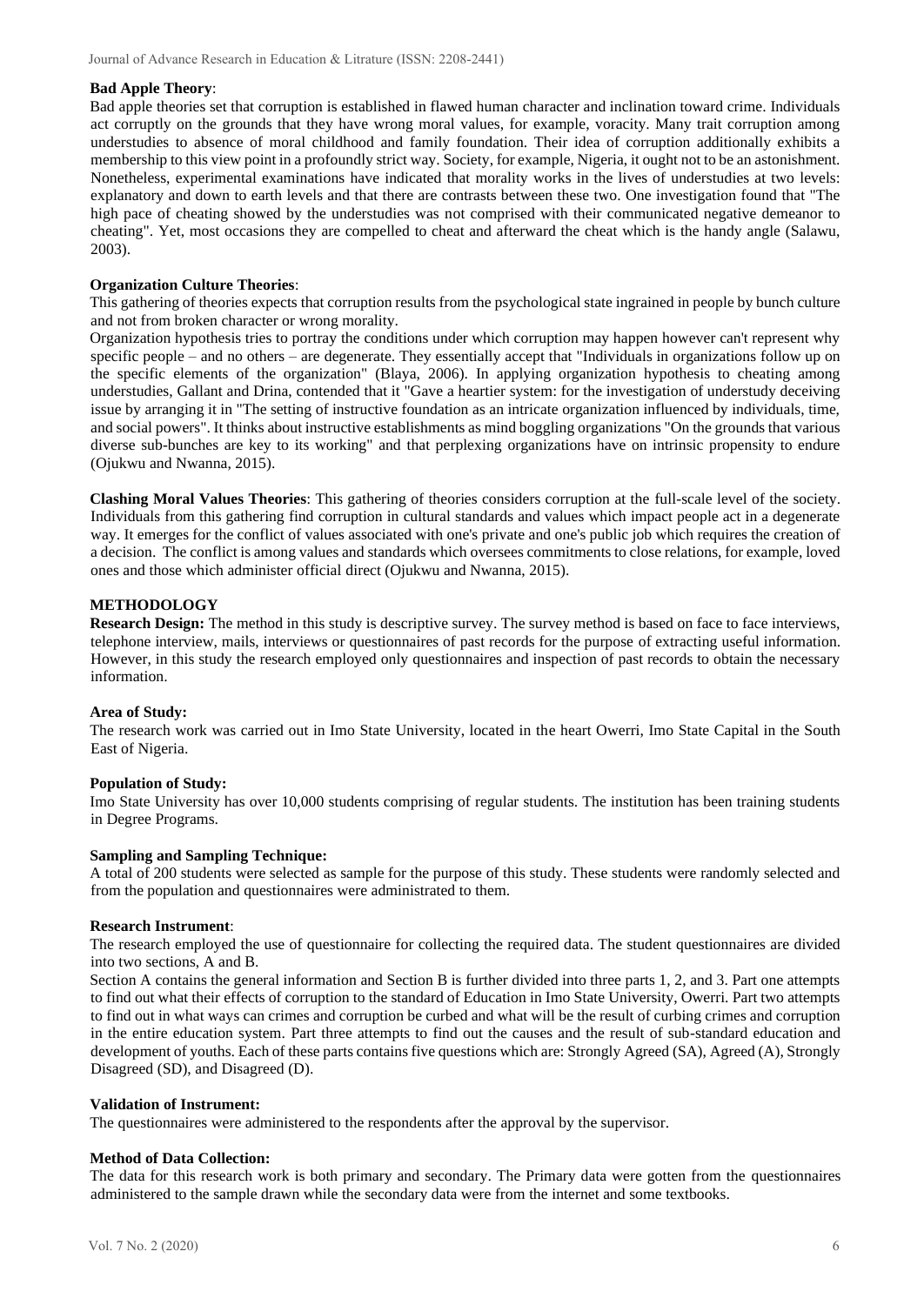**Bad Apple Theory**:

Bad apple theories set that corruption is established in flawed human character and inclination toward crime. Individuals act corruptly on the grounds that they have wrong moral values, for example, voracity. Many trait corruption among understudies to absence of moral childhood and family foundation. Their idea of corruption additionally exhibits a membership to this view point in a profoundly strict way. Society, for example, Nigeria, it ought not to be an astonishment. Nonetheless, experimental examinations have indicated that morality works in the lives of understudies at two levels: explanatory and down to earth levels and that there are contrasts between these two. One investigation found that "The high pace of cheating showed by the understudies was not comprised with their communicated negative demeanor to cheating". Yet, most occasions they are compelled to cheat and afterward the cheat which is the handy angle (Salawu, 2003).

**Organization Culture Theories**:

This gathering of theories expects that corruption results from the psychological state ingrained in people by bunch culture and not from broken character or wrong morality.

Organization hypothesis tries to portray the conditions under which corruption may happen however can't represent why specific people – and no others – are degenerate. They essentially accept that "Individuals in organizations follow up on the specific elements of the organization" (Blaya, 2006). In applying organization hypothesis to cheating among understudies, Gallant and Drina, contended that it "Gave a heartier system: for the investigation of understudy deceiving issue by arranging it in "The setting of instructive foundation as an intricate organization influenced by individuals, time, and social powers". It thinks about instructive establishments as mind boggling organizations "On the grounds that various diverse sub-bunches are key to its working" and that perplexing organizations have on intrinsic propensity to endure (Ojukwu and Nwanna, 2015).

**Clashing Moral Values Theories**: This gathering of theories considers corruption at the full-scale level of the society. Individuals from this gathering find corruption in cultural standards and values which impact people act in a degenerate way. It emerges for the conflict of values associated with one's private and one's public job which requires the creation of a decision. The conflict is among values and standards which oversees commitments to close relations, for example, loved ones and those which administer official direct (Ojukwu and Nwanna, 2015).

## METHODOLOGY

**Research Design:** The method in this study is descriptive survey. The survey method is based on face to face interviews, telephone interview, mails, interviews or questionnaires of past records for the purpose of extracting useful information. However, in this study the research employed only questionnaires and inspection of past records to obtain the necessary information.

**Area of Study:**

The research work was carried out in Imo State University, located in the heart Owerri, Imo State Capital in the South East of Nigeria.

**Population of Study:**

Imo State University has over 10,000 students comprising of regular students. The institution has been training students in Degree Programs.

**Sampling and Sampling Technique:**

A total of 200 students were selected as sample for the purpose of this study. These students were randomly selected and from the population and questionnaires were administrated to them.

**Research Instrument**:

The research employed the use of questionnaire for collecting the required data. The student questionnaires are divided into two sections, A and B.

Section A contains the general information and Section B is further divided into three parts 1, 2, and 3. Part one attempts to find out what their effects of corruption to the standard of Education in Imo State University, Owerri. Part two attempts to find out in what ways can crimes and corruption be curbed and what will be the result of curbing crimes and corruption in the entire education system. Part three attempts to find out the causes and the result of sub-standard education and development of youths. Each of these parts contains five questions which are: Strongly Agreed (SA), Agreed (A), Strongly Disagreed (SD), and Disagreed (D).

**Validation of Instrument:**

The questionnaires were administered to the respondents after the approval by the supervisor.

**Method of Data Collection:**

The data for this research work is both primary and secondary. The Primary data were gotten from the questionnaires administered to the sample drawn while the secondary data were from the internet and some textbooks.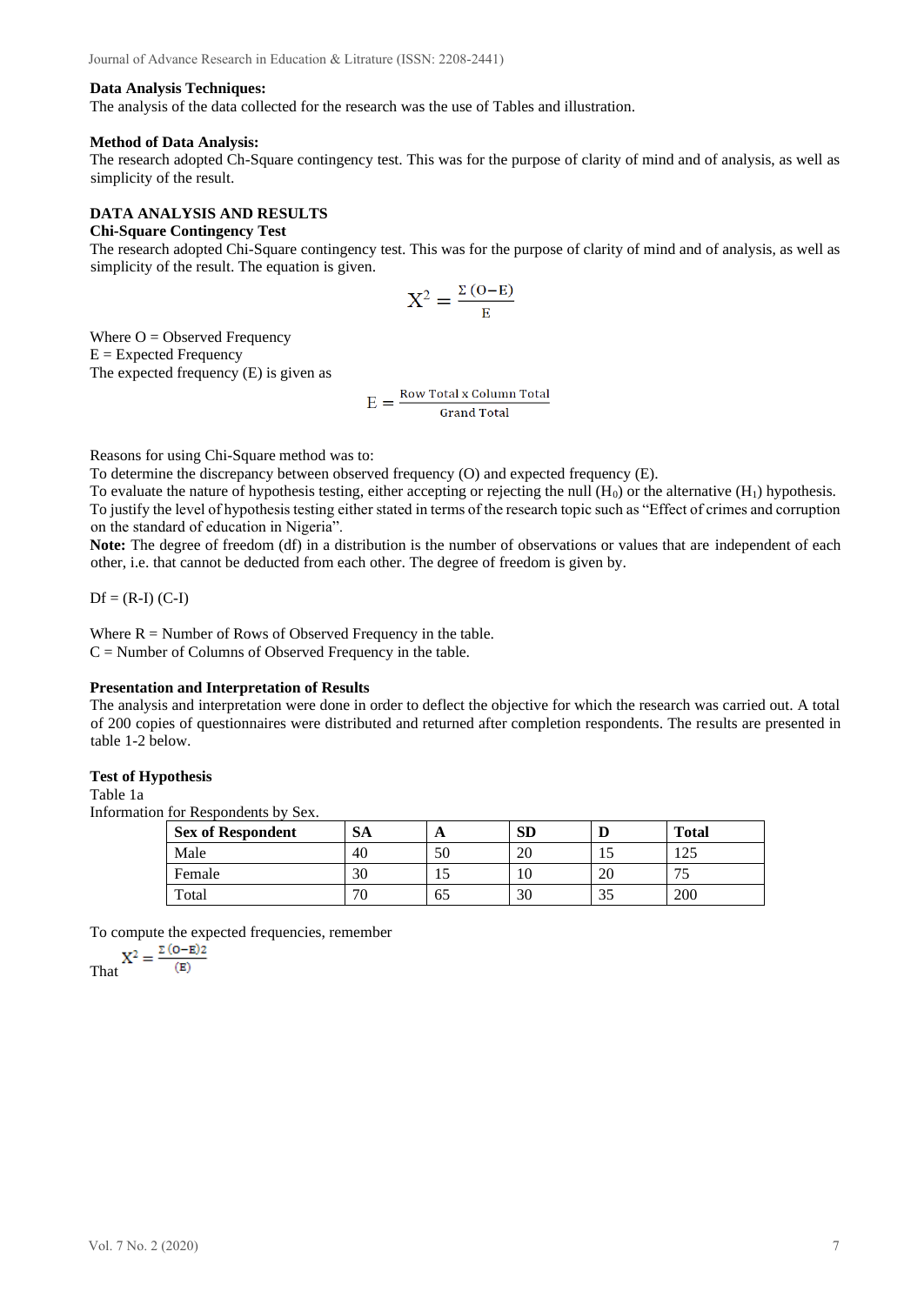**Data Analysis Techniques:**
The analysis of the data collected for the research was the use of Tables and illustration.

**Method of Data Analysis:**
The research adopted Ch-Square contingency test. This was for the purpose of clarity of mind and of analysis, as well as simplicity of the result.

## DATA ANALYSIS AND RESULTS

### Chi-Square Contingency Test

The research adopted Chi-Square contingency test. This was for the purpose of clarity of mind and of analysis, as well as simplicity of the result. The equation is given.

$$X^2 = \frac{\Sigma\,(O-E)}{E}$$

Where O = Observed Frequency
E = Expected Frequency
The expected frequency (E) is given as

$$E = \frac{\text{Row Total x Column Total}}{\text{Grand Total}}$$

Reasons for using Chi-Square method was to:
To determine the discrepancy between observed frequency (O) and expected frequency (E).
To evaluate the nature of hypothesis testing, either accepting or rejecting the null ($H_0$) or the alternative ($H_1$) hypothesis.
To justify the level of hypothesis testing either stated in terms of the research topic such as "Effect of crimes and corruption on the standard of education in Nigeria".
**Note:** The degree of freedom (df) in a distribution is the number of observations or values that are independent of each other, i.e. that cannot be deducted from each other. The degree of freedom is given by.

Df = (R-I) (C-I)

Where R = Number of Rows of Observed Frequency in the table.
C = Number of Columns of Observed Frequency in the table.

### Presentation and Interpretation of Results

The analysis and interpretation were done in order to deflect the objective for which the research was carried out. A total of 200 copies of questionnaires were distributed and returned after completion respondents. The results are presented in table 1-2 below.

### Test of Hypothesis

Table 1a
Information for Respondents by Sex.

| Sex of Respondent | SA | A | SD | D | Total |
|---|---|---|---|---|---|
| Male | 40 | 50 | 20 | 15 | 125 |
| Female | 30 | 15 | 10 | 20 | 75 |
| Total | 70 | 65 | 30 | 35 | 200 |

To compute the expected frequencies, remember

That $X^2 = \frac{\Sigma\,(O-E)2}{(E)}$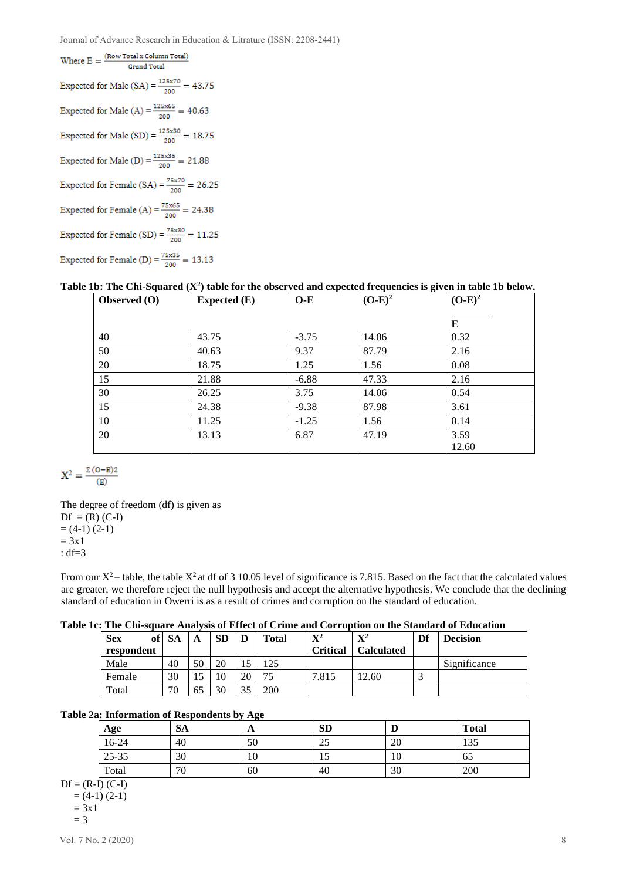Where $E = \frac{\text{(Row Total x Column Total)}}{\text{Grand Total}}$

Expected for Male (SA) = $\frac{125 \times 70}{200} = 43.75$

Expected for Male (A) = $\frac{125 \times 65}{200} = 40.63$

Expected for Male (SD) = $\frac{125 \times 30}{200} = 18.75$

Expected for Male (D) = $\frac{125 \times 35}{200} = 21.88$

Expected for Female (SA) = $\frac{75 \times 70}{200} = 26.25$

Expected for Female (A) = $\frac{75 \times 65}{200} = 24.38$

Expected for Female (SD) = $\frac{75 \times 30}{200} = 11.25$

Expected for Female (D) = $\frac{75 \times 35}{200} = 13.13$

**Table 1b: The Chi-Squared ($X^2$) table for the observed and expected frequencies is given in table 1b below.**

| Observed (O) | Expected (E) | O-E | $(O-E)^2$ | $\frac{(O-E)^2}{E}$ |
|---|---|---|---|---|
| 40 | 43.75 | -3.75 | 14.06 | 0.32 |
| 50 | 40.63 | 9.37 | 87.79 | 2.16 |
| 20 | 18.75 | 1.25 | 1.56 | 0.08 |
| 15 | 21.88 | -6.88 | 47.33 | 2.16 |
| 30 | 26.25 | 3.75 | 14.06 | 0.54 |
| 15 | 24.38 | -9.38 | 87.98 | 3.61 |
| 10 | 11.25 | -1.25 | 1.56 | 0.14 |
| 20 | 13.13 | 6.87 | 47.19 | 3.59<br>12.60 |

$$X^2 = \frac{\Sigma (O-E)2}{(E)}$$

The degree of freedom (df) is given as

Df = (R) (C-I)
= (4-1) (2-1)
= 3x1
: df=3

From our $X^2$ – table, the table $X^2$ at df of 3 10.05 level of significance is 7.815. Based on the fact that the calculated values are greater, we therefore reject the null hypothesis and accept the alternative hypothesis. We conclude that the declining standard of education in Owerri is as a result of crimes and corruption on the standard of education.

**Table 1c: The Chi-square Analysis of Effect of Crime and Corruption on the Standard of Education**

| Sex of respondent | SA | A | SD | D | Total | $X^2$ Critical | $X^2$ Calculated | Df | Decision |
|---|---|---|---|---|---|---|---|---|---|
| Male | 40 | 50 | 20 | 15 | 125 | | | | Significance |
| Female | 30 | 15 | 10 | 20 | 75 | 7.815 | 12.60 | 3 | |
| Total | 70 | 65 | 30 | 35 | 200 | | | | |

**Table 2a: Information of Respondents by Age**

| Age | SA | A | SD | D | Total |
|---|---|---|---|---|---|
| 16-24 | 40 | 50 | 25 | 20 | 135 |
| 25-35 | 30 | 10 | 15 | 10 | 65 |
| Total | 70 | 60 | 40 | 30 | 200 |

Df = (R-I) (C-I)
= (4-1) (2-1)
= 3x1
= 3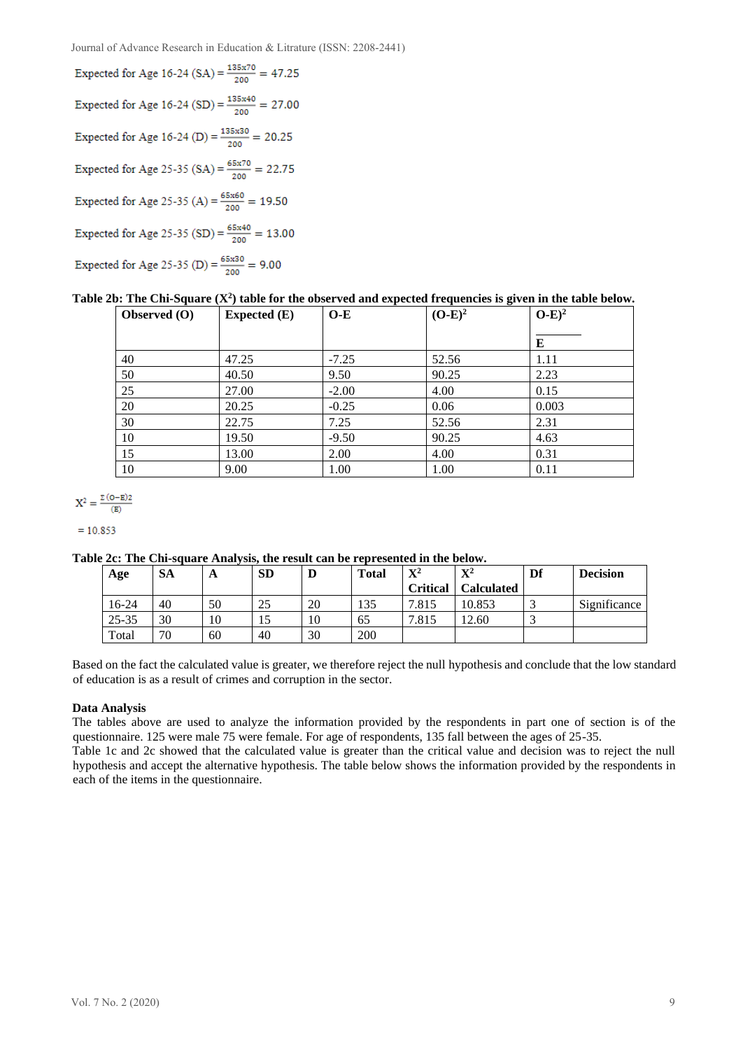Expected for Age 16-24 (SA) = $\frac{135x70}{200}$ = 47.25

Expected for Age 16-24 (SD) = $\frac{135x40}{200}$ = 27.00

Expected for Age 16-24 (D) = $\frac{135x30}{200}$ = 20.25

Expected for Age 25-35 (SA) = $\frac{65x70}{200}$ = 22.75

Expected for Age 25-35 (A) = $\frac{65x60}{200}$ = 19.50

Expected for Age 25-35 (SD) = $\frac{65x40}{200}$ = 13.00

Expected for Age 25-35 (D) = $\frac{65x30}{200}$ = 9.00

**Table 2b: The Chi-Square ($X^2$) table for the observed and expected frequencies is given in the table below.**

| Observed (O) | Expected (E) | O-E | $(O-E)^2$ | $\frac{O-E)^2}{E}$ |
|---|---|---|---|---|
| 40 | 47.25 | -7.25 | 52.56 | 1.11 |
| 50 | 40.50 | 9.50 | 90.25 | 2.23 |
| 25 | 27.00 | -2.00 | 4.00 | 0.15 |
| 20 | 20.25 | -0.25 | 0.06 | 0.003 |
| 30 | 22.75 | 7.25 | 52.56 | 2.31 |
| 10 | 19.50 | -9.50 | 90.25 | 4.63 |
| 15 | 13.00 | 2.00 | 4.00 | 0.31 |
| 10 | 9.00 | 1.00 | 1.00 | 0.11 |

$$X^2 = \frac{\Sigma (O-E)2}{(E)}$$

$= 10.853$

**Table 2c: The Chi-square Analysis, the result can be represented in the below.**

| Age | SA | A | SD | D | Total | $X^2$ Critical | $X^2$ Calculated | Df | Decision |
|---|---|---|---|---|---|---|---|---|---|
| 16-24 | 40 | 50 | 25 | 20 | 135 | 7.815 | 10.853 | 3 | Significance |
| 25-35 | 30 | 10 | 15 | 10 | 65 | 7.815 | 12.60 | 3 | |
| Total | 70 | 60 | 40 | 30 | 200 | | | | |

Based on the fact the calculated value is greater, we therefore reject the null hypothesis and conclude that the low standard of education is as a result of crimes and corruption in the sector.

**Data Analysis**

The tables above are used to analyze the information provided by the respondents in part one of section is of the questionnaire. 125 were male 75 were female. For age of respondents, 135 fall between the ages of 25-35.

Table 1c and 2c showed that the calculated value is greater than the critical value and decision was to reject the null hypothesis and accept the alternative hypothesis. The table below shows the information provided by the respondents in each of the items in the questionnaire.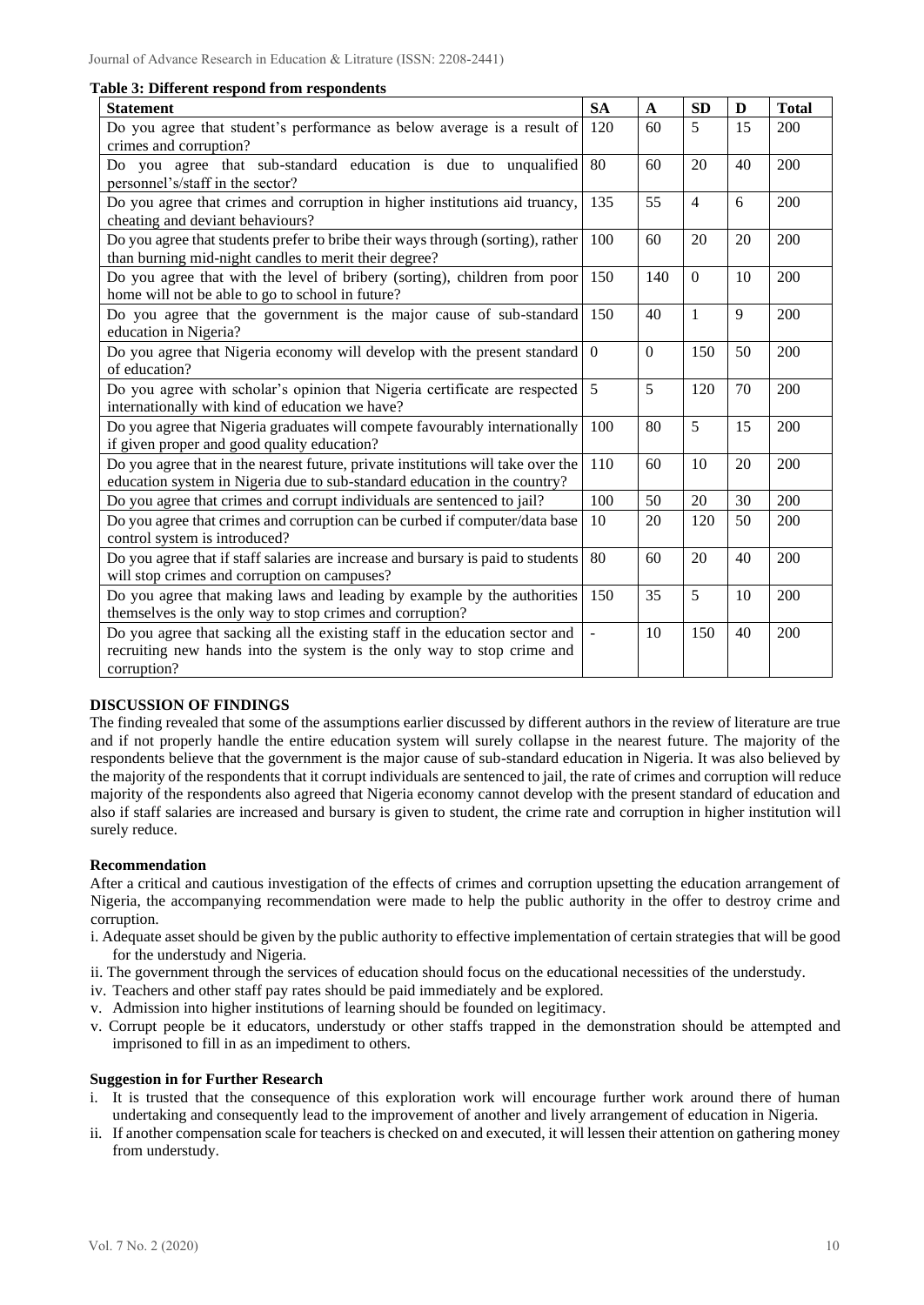**Table 3: Different respond from respondents**

| Statement | SA | A | SD | D | Total |
|---|---|---|---|---|---|
| Do you agree that student's performance as below average is a result of crimes and corruption? | 120 | 60 | 5 | 15 | 200 |
| Do you agree that sub-standard education is due to unqualified personnel's/staff in the sector? | 80 | 60 | 20 | 40 | 200 |
| Do you agree that crimes and corruption in higher institutions aid truancy, cheating and deviant behaviours? | 135 | 55 | 4 | 6 | 200 |
| Do you agree that students prefer to bribe their ways through (sorting), rather than burning mid-night candles to merit their degree? | 100 | 60 | 20 | 20 | 200 |
| Do you agree that with the level of bribery (sorting), children from poor home will not be able to go to school in future? | 150 | 140 | 0 | 10 | 200 |
| Do you agree that the government is the major cause of sub-standard education in Nigeria? | 150 | 40 | 1 | 9 | 200 |
| Do you agree that Nigeria economy will develop with the present standard of education? | 0 | 0 | 150 | 50 | 200 |
| Do you agree with scholar's opinion that Nigeria certificate are respected internationally with kind of education we have? | 5 | 5 | 120 | 70 | 200 |
| Do you agree that Nigeria graduates will compete favourably internationally if given proper and good quality education? | 100 | 80 | 5 | 15 | 200 |
| Do you agree that in the nearest future, private institutions will take over the education system in Nigeria due to sub-standard education in the country? | 110 | 60 | 10 | 20 | 200 |
| Do you agree that crimes and corrupt individuals are sentenced to jail? | 100 | 50 | 20 | 30 | 200 |
| Do you agree that crimes and corruption can be curbed if computer/data base control system is introduced? | 10 | 20 | 120 | 50 | 200 |
| Do you agree that if staff salaries are increase and bursary is paid to students will stop crimes and corruption on campuses? | 80 | 60 | 20 | 40 | 200 |
| Do you agree that making laws and leading by example by the authorities themselves is the only way to stop crimes and corruption? | 150 | 35 | 5 | 10 | 200 |
| Do you agree that sacking all the existing staff in the education sector and recruiting new hands into the system is the only way to stop crime and corruption? | - | 10 | 150 | 40 | 200 |

## DISCUSSION OF FINDINGS

The finding revealed that some of the assumptions earlier discussed by different authors in the review of literature are true and if not properly handle the entire education system will surely collapse in the nearest future. The majority of the respondents believe that the government is the major cause of sub-standard education in Nigeria. It was also believed by the majority of the respondents that it corrupt individuals are sentenced to jail, the rate of crimes and corruption will reduce majority of the respondents also agreed that Nigeria economy cannot develop with the present standard of education and also if staff salaries are increased and bursary is given to student, the crime rate and corruption in higher institution will surely reduce.

### Recommendation

After a critical and cautious investigation of the effects of crimes and corruption upsetting the education arrangement of Nigeria, the accompanying recommendation were made to help the public authority in the offer to destroy crime and corruption.

i. Adequate asset should be given by the public authority to effective implementation of certain strategies that will be good for the understudy and Nigeria.
ii. The government through the services of education should focus on the educational necessities of the understudy.
iv. Teachers and other staff pay rates should be paid immediately and be explored.
v. Admission into higher institutions of learning should be founded on legitimacy.
v. Corrupt people be it educators, understudy or other staffs trapped in the demonstration should be attempted and imprisoned to fill in as an impediment to others.

### Suggestion in for Further Research

i. It is trusted that the consequence of this exploration work will encourage further work around there of human undertaking and consequently lead to the improvement of another and lively arrangement of education in Nigeria.
ii. If another compensation scale for teachers is checked on and executed, it will lessen their attention on gathering money from understudy.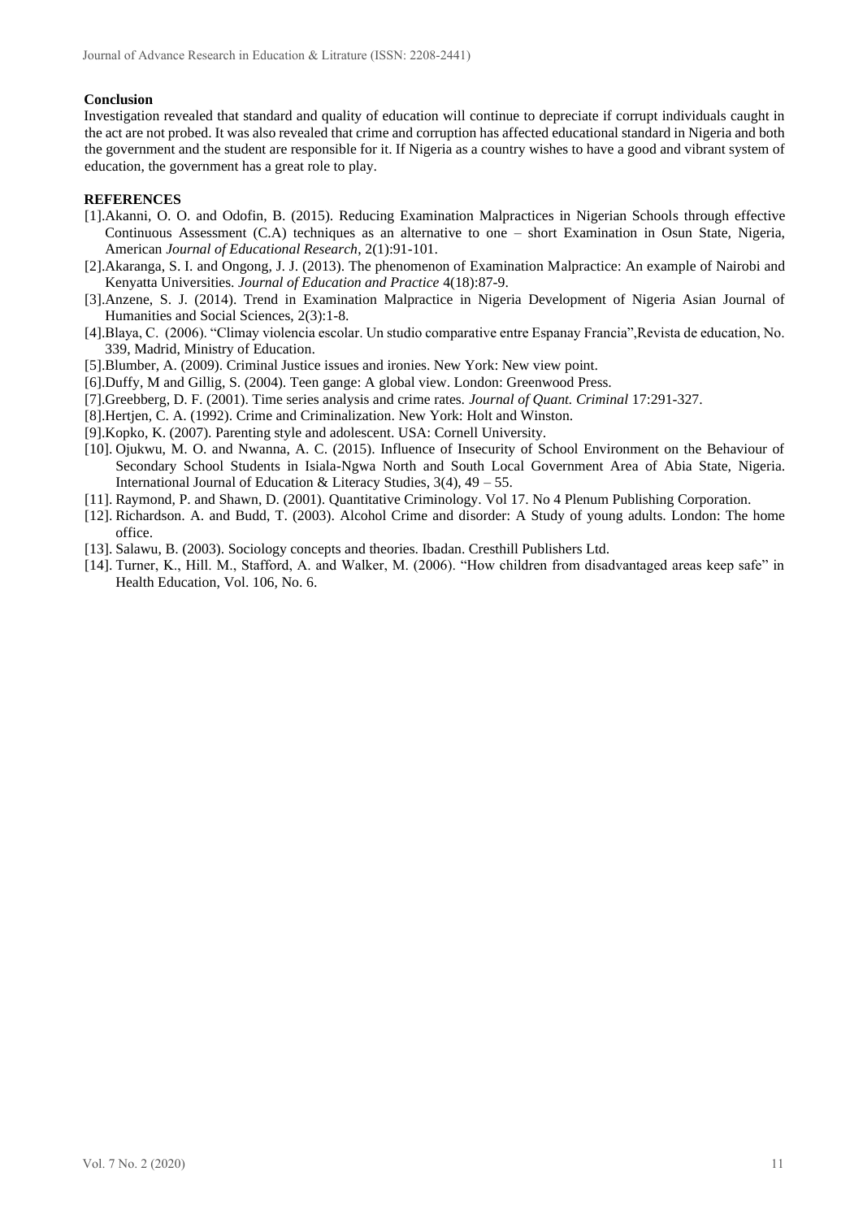**Conclusion**

Investigation revealed that standard and quality of education will continue to depreciate if corrupt individuals caught in the act are not probed. It was also revealed that crime and corruption has affected educational standard in Nigeria and both the government and the student are responsible for it. If Nigeria as a country wishes to have a good and vibrant system of education, the government has a great role to play.

**REFERENCES**

[1]. Akanni, O. O. and Odofin, B. (2015). Reducing Examination Malpractices in Nigerian Schools through effective Continuous Assessment (C.A) techniques as an alternative to one – short Examination in Osun State, Nigeria, American *Journal of Educational Research*, 2(1):91-101.

[2]. Akaranga, S. I. and Ongong, J. J. (2013). The phenomenon of Examination Malpractice: An example of Nairobi and Kenyatta Universities. *Journal of Education and Practice* 4(18):87-9.

[3]. Anzene, S. J. (2014). Trend in Examination Malpractice in Nigeria Development of Nigeria Asian Journal of Humanities and Social Sciences, 2(3):1-8.

[4]. Blaya, C. (2006). "Climay violencia escolar. Un studio comparative entre Espanay Francia", Revista de education, No. 339, Madrid, Ministry of Education.

[5]. Blumber, A. (2009). Criminal Justice issues and ironies. New York: New view point.

[6]. Duffy, M and Gillig, S. (2004). Teen gange: A global view. London: Greenwood Press.

[7]. Greebberg, D. F. (2001). Time series analysis and crime rates. *Journal of Quant. Criminal* 17:291-327.

[8]. Hertjen, C. A. (1992). Crime and Criminalization. New York: Holt and Winston.

[9]. Kopko, K. (2007). Parenting style and adolescent. USA: Cornell University.

[10]. Ojukwu, M. O. and Nwanna, A. C. (2015). Influence of Insecurity of School Environment on the Behaviour of Secondary School Students in Isiala-Ngwa North and South Local Government Area of Abia State, Nigeria. International Journal of Education & Literacy Studies, 3(4), 49 – 55.

[11]. Raymond, P. and Shawn, D. (2001). Quantitative Criminology. Vol 17. No 4 Plenum Publishing Corporation.

[12]. Richardson. A. and Budd, T. (2003). Alcohol Crime and disorder: A Study of young adults. London: The home office.

[13]. Salawu, B. (2003). Sociology concepts and theories. Ibadan. Cresthill Publishers Ltd.

[14]. Turner, K., Hill. M., Stafford, A. and Walker, M. (2006). "How children from disadvantaged areas keep safe" in Health Education, Vol. 106, No. 6.